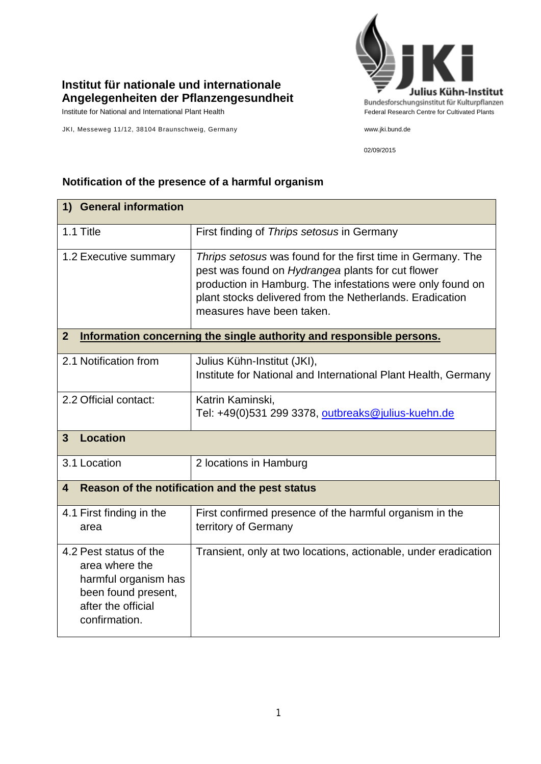**Institut für nationale und internationale Angelegenheiten der Pflanzengesundheit**

Institute for National and International Plant Health

JKI, Messeweg 11/12, 38104 Braunschweig, Germany

**Julius Kühn-Institut**
Bundesforschungsinstitut für Kulturpflanzen
Federal Research Centre for Cultivated Plants

www.jki.bund.de

02/09/2015

## Notification of the presence of a harmful organism

| **1) General information** | |
|---|---|
| 1.1 Title | First finding of *Thrips setosus* in Germany |
| 1.2 Executive summary | *Thrips setosus* was found for the first time in Germany. The pest was found on *Hydrangea* plants for cut flower production in Hamburg. The infestations were only found on plant stocks delivered from the Netherlands. Eradication measures have been taken. |
| **2 Information concerning the single authority and responsible persons.** | |
| 2.1 Notification from | Julius Kühn-Institut (JKI), Institute for National and International Plant Health, Germany |
| 2.2 Official contact: | Katrin Kaminski, Tel: +49(0)531 299 3378, outbreaks@julius-kuehn.de |
| **3 Location** | |
| 3.1 Location | 2 locations in Hamburg |
| **4 Reason of the notification and the pest status** | |
| 4.1 First finding in the area | First confirmed presence of the harmful organism in the territory of Germany |
| 4.2 Pest status of the area where the harmful organism has been found present, after the official confirmation. | Transient, only at two locations, actionable, under eradication |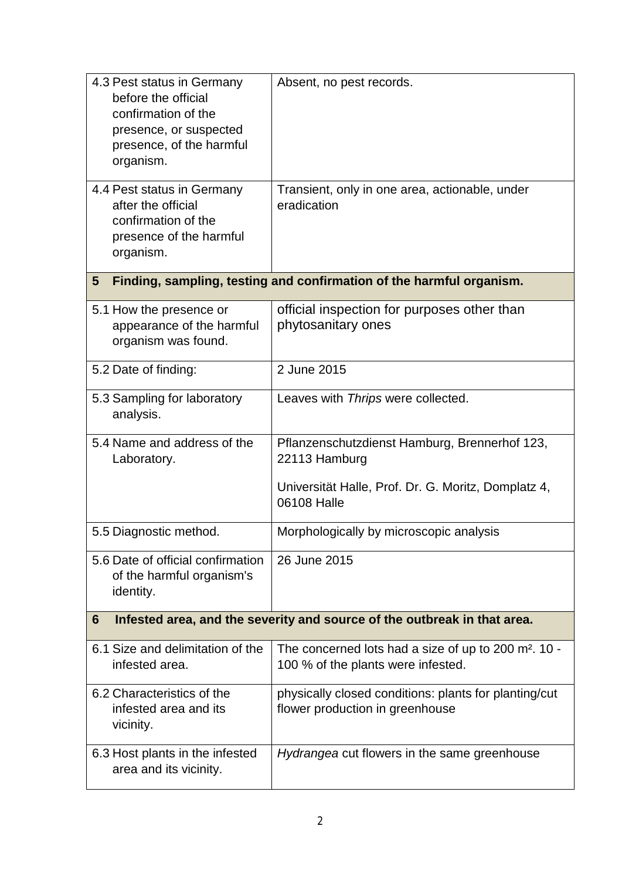| | |
|---|---|
| 4.3 Pest status in Germany before the official confirmation of the presence, or suspected presence, of the harmful organism. | Absent, no pest records. |
| 4.4 Pest status in Germany after the official confirmation of the presence of the harmful organism. | Transient, only in one area, actionable, under eradication |
| **5 Finding, sampling, testing and confirmation of the harmful organism.** | |
| 5.1 How the presence or appearance of the harmful organism was found. | official inspection for purposes other than phytosanitary ones |
| 5.2 Date of finding: | 2 June 2015 |
| 5.3 Sampling for laboratory analysis. | Leaves with *Thrips* were collected. |
| 5.4 Name and address of the Laboratory. | Pflanzenschutzdienst Hamburg, Brennerhof 123, 22113 Hamburg<br><br>Universität Halle, Prof. Dr. G. Moritz, Domplatz 4, 06108 Halle |
| 5.5 Diagnostic method. | Morphologically by microscopic analysis |
| 5.6 Date of official confirmation of the harmful organism's identity. | 26 June 2015 |
| **6 Infested area, and the severity and source of the outbreak in that area.** | |
| 6.1 Size and delimitation of the infested area. | The concerned lots had a size of up to 200 m². 10 - 100 % of the plants were infested. |
| 6.2 Characteristics of the infested area and its vicinity. | physically closed conditions: plants for planting/cut flower production in greenhouse |
| 6.3 Host plants in the infested area and its vicinity. | *Hydrangea* cut flowers in the same greenhouse |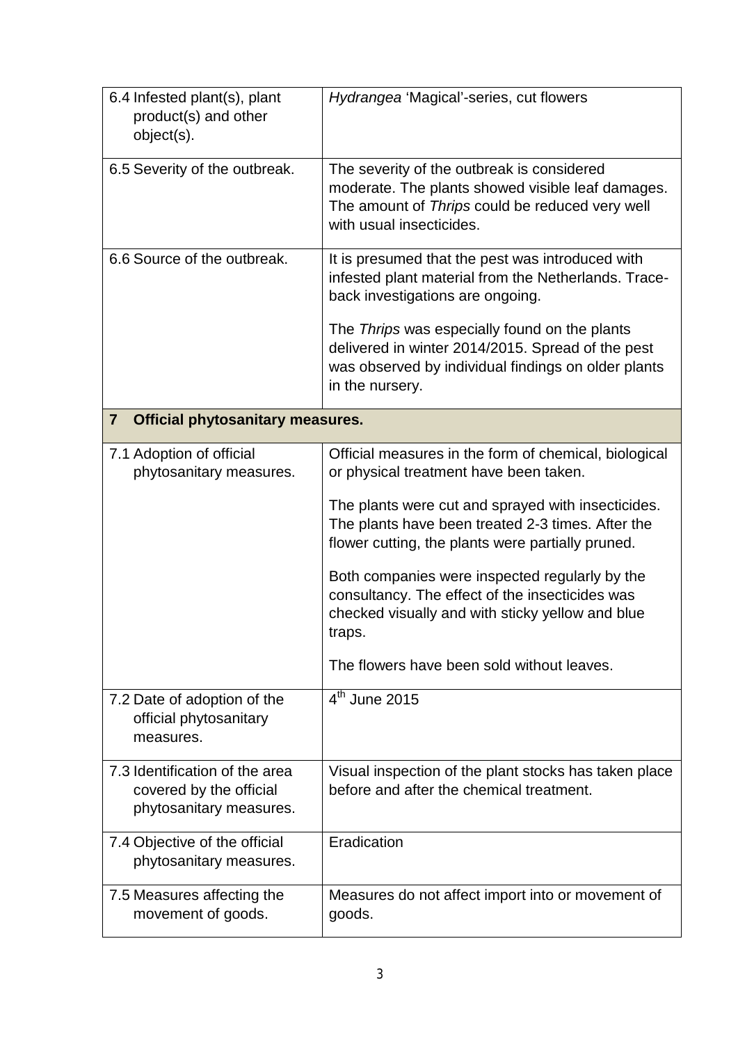| | |
|---|---|
| 6.4 Infested plant(s), plant product(s) and other object(s). | *Hydrangea* 'Magical'-series, cut flowers |
| 6.5 Severity of the outbreak. | The severity of the outbreak is considered moderate. The plants showed visible leaf damages. The amount of *Thrips* could be reduced very well with usual insecticides. |
| 6.6 Source of the outbreak. | It is presumed that the pest was introduced with infested plant material from the Netherlands. Trace-back investigations are ongoing.<br><br>The *Thrips* was especially found on the plants delivered in winter 2014/2015. Spread of the pest was observed by individual findings on older plants in the nursery. |
| **7 Official phytosanitary measures.** | |
| 7.1 Adoption of official phytosanitary measures. | Official measures in the form of chemical, biological or physical treatment have been taken.<br><br>The plants were cut and sprayed with insecticides. The plants have been treated 2-3 times. After the flower cutting, the plants were partially pruned.<br><br>Both companies were inspected regularly by the consultancy. The effect of the insecticides was checked visually and with sticky yellow and blue traps.<br><br>The flowers have been sold without leaves. |
| 7.2 Date of adoption of the official phytosanitary measures. | 4th June 2015 |
| 7.3 Identification of the area covered by the official phytosanitary measures. | Visual inspection of the plant stocks has taken place before and after the chemical treatment. |
| 7.4 Objective of the official phytosanitary measures. | Eradication |
| 7.5 Measures affecting the movement of goods. | Measures do not affect import into or movement of goods. |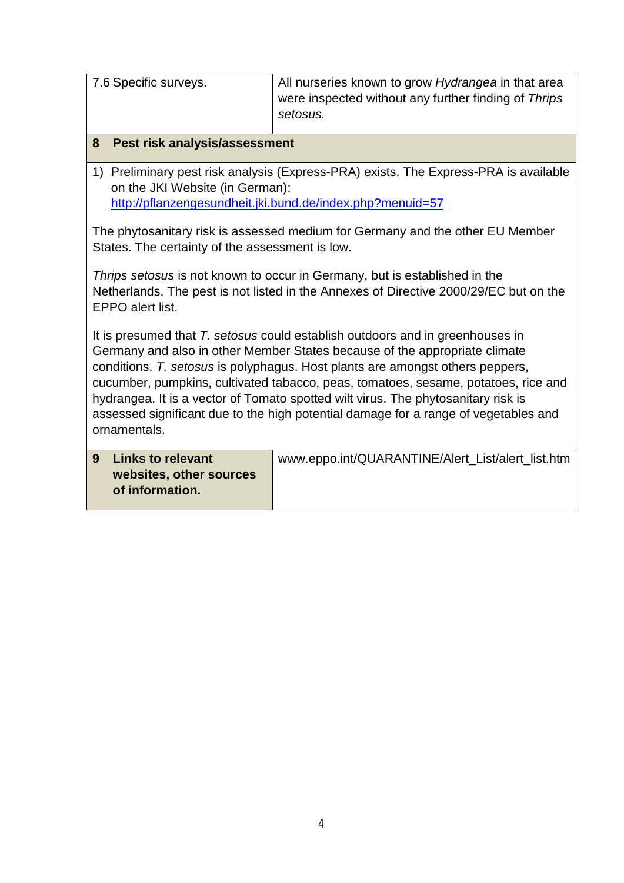| | |
|---|---|
| 7.6 Specific surveys. | All nurseries known to grow *Hydrangea* in that area were inspected without any further finding of *Thrips setosus.* |

## 8 Pest risk analysis/assessment

1) Preliminary pest risk analysis (Express-PRA) exists. The Express-PRA is available on the JKI Website (in German): [http://pflanzengesundheit.jki.bund.de/index.php?menuid=57](http://pflanzengesundheit.jki.bund.de/index.php?menuid=57)

The phytosanitary risk is assessed medium for Germany and the other EU Member States. The certainty of the assessment is low.

*Thrips setosus* is not known to occur in Germany, but is established in the Netherlands. The pest is not listed in the Annexes of Directive 2000/29/EC but on the EPPO alert list.

It is presumed that *T. setosus* could establish outdoors and in greenhouses in Germany and also in other Member States because of the appropriate climate conditions. *T. setosus* is polyphagus. Host plants are amongst others peppers, cucumber, pumpkins, cultivated tabacco, peas, tomatoes, sesame, potatoes, rice and hydrangea. It is a vector of Tomato spotted wilt virus. The phytosanitary risk is assessed significant due to the high potential damage for a range of vegetables and ornamentals.

| | |
|---|---|
| **9 Links to relevant websites, other sources of information.** | www.eppo.int/QUARANTINE/Alert_List/alert_list.htm |